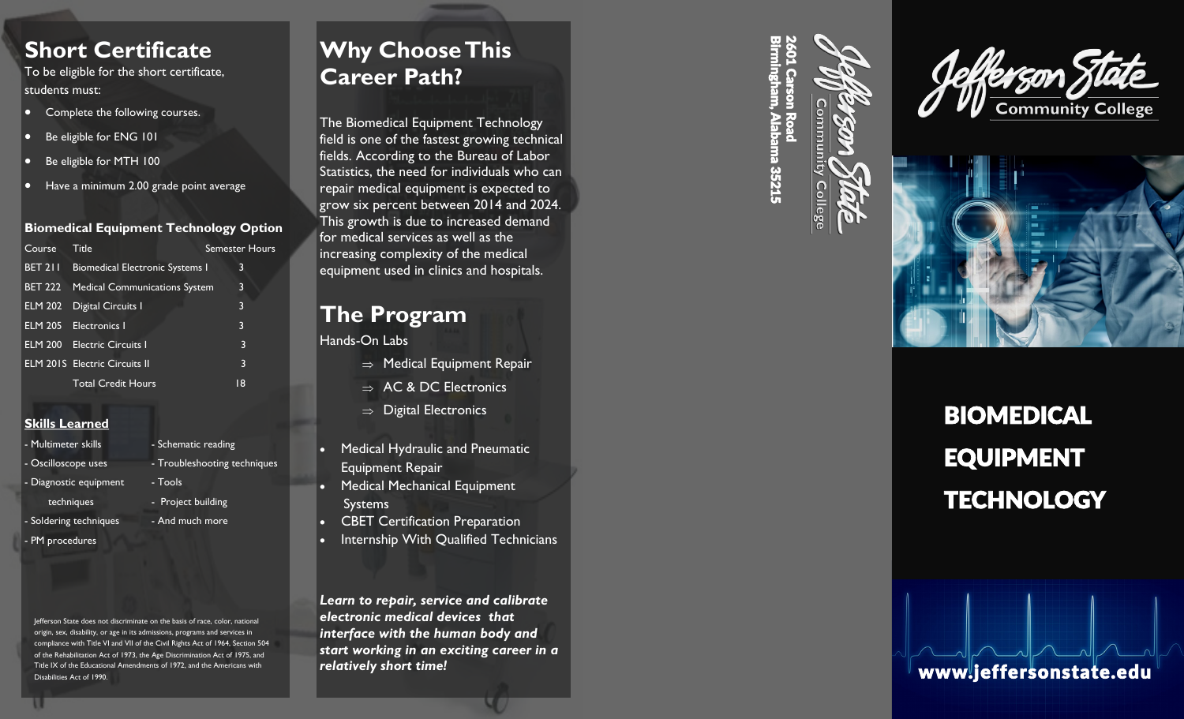## Short Certificate

To be eligible for the short certificate, students must:

- Complete the following courses.
- Be eligible for ENG 101
- Be eligible for MTH 100
- Have a minimum 2.00 grade point average

### Biomedical Equipment Technology Option

| Course | Title | Semester Hours |
|---|---|---|
| BET 211 | Biomedical Electronic Systems I | 3 |
| BET 222 | Medical Communications System | 3 |
| ELM 202 | Digital Circuits I | 3 |
| ELM 205 | Electronics I | 3 |
| ELM 200 | Electric Circuits I | 3 |
| ELM 201S | Electric Circuits II | 3 |
| | Total Credit Hours | 18 |

### Skills Learned

- Multimeter skills
- Oscilloscope uses
- Diagnostic equipment techniques
- Soldering techniques
- PM procedures
- Schematic reading
- Troubleshooting techniques
- Tools
- Project building
- And much more

Jefferson State does not discriminate on the basis of race, color, national origin, sex, disability, or age in its admissions, programs and services in compliance with Title VI and VII of the Civil Rights Act of 1964, Section 504 of the Rehabilitation Act of 1973, the Age Discrimination Act of 1975, and Title IX of the Educational Amendments of 1972, and the Americans with Disabilities Act of 1990.

## Why Choose This Career Path?

The Biomedical Equipment Technology field is one of the fastest growing technical fields. According to the Bureau of Labor Statistics, the need for individuals who can repair medical equipment is expected to grow six percent between 2014 and 2024. This growth is due to increased demand for medical services as well as the increasing complexity of the medical equipment used in clinics and hospitals.

## The Program

Hands-On Labs

- ⇒ Medical Equipment Repair
- ⇒ AC & DC Electronics
- ⇒ Digital Electronics

- Medical Hydraulic and Pneumatic Equipment Repair
- Medical Mechanical Equipment Systems
- CBET Certification Preparation
- Internship With Qualified Technicians

***Learn to repair, service and calibrate electronic medical devices that interface with the human body and start working in an exciting career in a relatively short time!***

Jefferson State Community College

**2601 Carson Road**
**Birmingham, Alabama 35215**

Jefferson State Community College

# BIOMEDICAL EQUIPMENT TECHNOLOGY

**www.jeffersonstate.edu**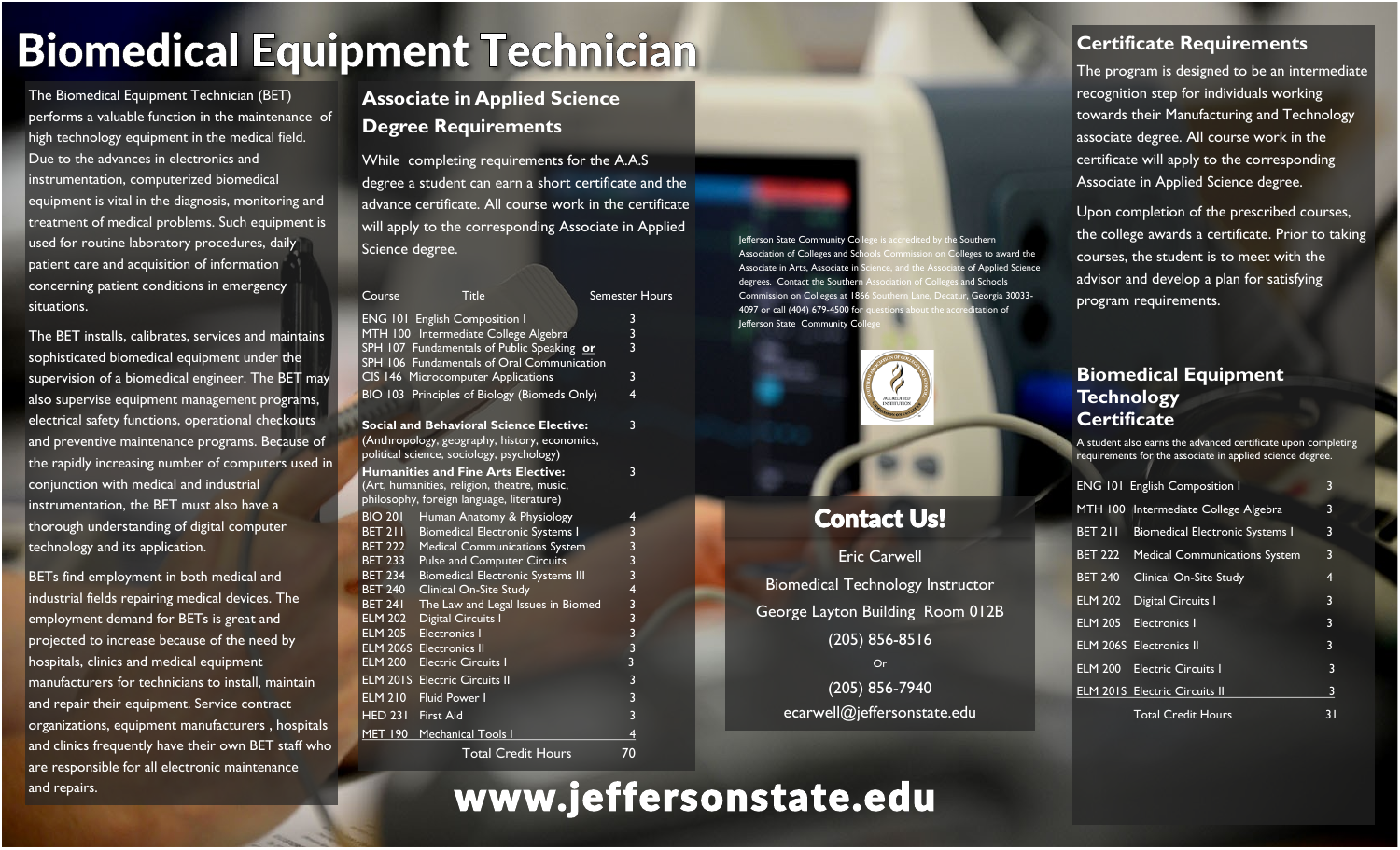# Biomedical Equipment Technician

The Biomedical Equipment Technician (BET) performs a valuable function in the maintenance of high technology equipment in the medical field. Due to the advances in electronics and instrumentation, computerized biomedical equipment is vital in the diagnosis, monitoring and treatment of medical problems. Such equipment is used for routine laboratory procedures, daily patient care and acquisition of information concerning patient conditions in emergency situations.

The BET installs, calibrates, services and maintains sophisticated biomedical equipment under the supervision of a biomedical engineer. The BET may also supervise equipment management programs, electrical safety functions, operational checkouts and preventive maintenance programs. Because of the rapidly increasing number of computers used in conjunction with medical and industrial instrumentation, the BET must also have a thorough understanding of digital computer technology and its application.

BETs find employment in both medical and industrial fields repairing medical devices. The employment demand for BETs is great and projected to increase because of the need by hospitals, clinics and medical equipment manufacturers for technicians to install, maintain and repair their equipment. Service contract organizations, equipment manufacturers , hospitals and clinics frequently have their own BET staff who are responsible for all electronic maintenance and repairs.

## Associate in Applied Science Degree Requirements

While completing requirements for the A.A.S degree a student can earn a short certificate and the advance certificate. All course work in the certificate will apply to the corresponding Associate in Applied Science degree.

| Course | Title | Semester Hours |
|---|---|---|
| ENG 101 | English Composition I | 3 |
| MTH 100 | Intermediate College Algebra | 3 |
| SPH 107 | Fundamentals of Public Speaking **or** | 3 |
| SPH 106 | Fundamentals of Oral Communication | |
| CIS 146 | Microcomputer Applications | 3 |
| BIO 103 | Principles of Biology (Biomeds Only) | 4 |
| | **Social and Behavioral Science Elective:** (Anthropology, geography, history, economics, political science, sociology, psychology) | 3 |
| | **Humanities and Fine Arts Elective:** (Art, humanities, religion, theatre, music, philosophy, foreign language, literature) | 3 |
| BIO 201 | Human Anatomy & Physiology | 4 |
| BET 211 | Biomedical Electronic Systems I | 3 |
| BET 222 | Medical Communications System | 3 |
| BET 233 | Pulse and Computer Circuits | 3 |
| BET 234 | Biomedical Electronic Systems III | 3 |
| BET 240 | Clinical On-Site Study | 4 |
| BET 241 | The Law and Legal Issues in Biomed | 3 |
| ELM 202 | Digital Circuits I | 3 |
| ELM 205 | Electronics I | 3 |
| ELM 206S | Electronics II | 3 |
| ELM 200 | Electric Circuits I | 3 |
| ELM 201S | Electric Circuits II | 3 |
| ELM 210 | Fluid Power I | 3 |
| HED 231 | First Aid | 3 |
| MET 190 | Mechanical Tools I | 4 |
| | Total Credit Hours | 70 |

Jefferson State Community College is accredited by the Southern Association of Colleges and Schools Commission on Colleges to award the Associate in Arts, Associate in Science, and the Associate of Applied Science degrees. Contact the Southern Association of Colleges and Schools Commission on Colleges at 1866 Southern Lane, Decatur, Georgia 30033-4097 or call (404) 679-4500 for questions about the accreditation of Jefferson State Community College

## Contact Us!

Eric Carwell
Biomedical Technology Instructor
George Layton Building Room 012B
(205) 856-8516
Or
(205) 856-7940
ecarwell@jeffersonstate.edu

## Certificate Requirements

The program is designed to be an intermediate recognition step for individuals working towards their Manufacturing and Technology associate degree. All course work in the certificate will apply to the corresponding Associate in Applied Science degree.

Upon completion of the prescribed courses, the college awards a certificate. Prior to taking courses, the student is to meet with the advisor and develop a plan for satisfying program requirements.

## Biomedical Equipment Technology Certificate

A student also earns the advanced certificate upon completing requirements for the associate in applied science degree.

| | | |
|---|---|---|
| ENG 101 | English Composition I | 3 |
| MTH 100 | Intermediate College Algebra | 3 |
| BET 211 | Biomedical Electronic Systems I | 3 |
| BET 222 | Medical Communications System | 3 |
| BET 240 | Clinical On-Site Study | 4 |
| ELM 202 | Digital Circuits I | 3 |
| ELM 205 | Electronics I | 3 |
| ELM 206S | Electronics II | 3 |
| ELM 200 | Electric Circuits I | 3 |
| ELM 201S | Electric Circuits II | 3 |
| | Total Credit Hours | 31 |

www.jeffersonstate.edu